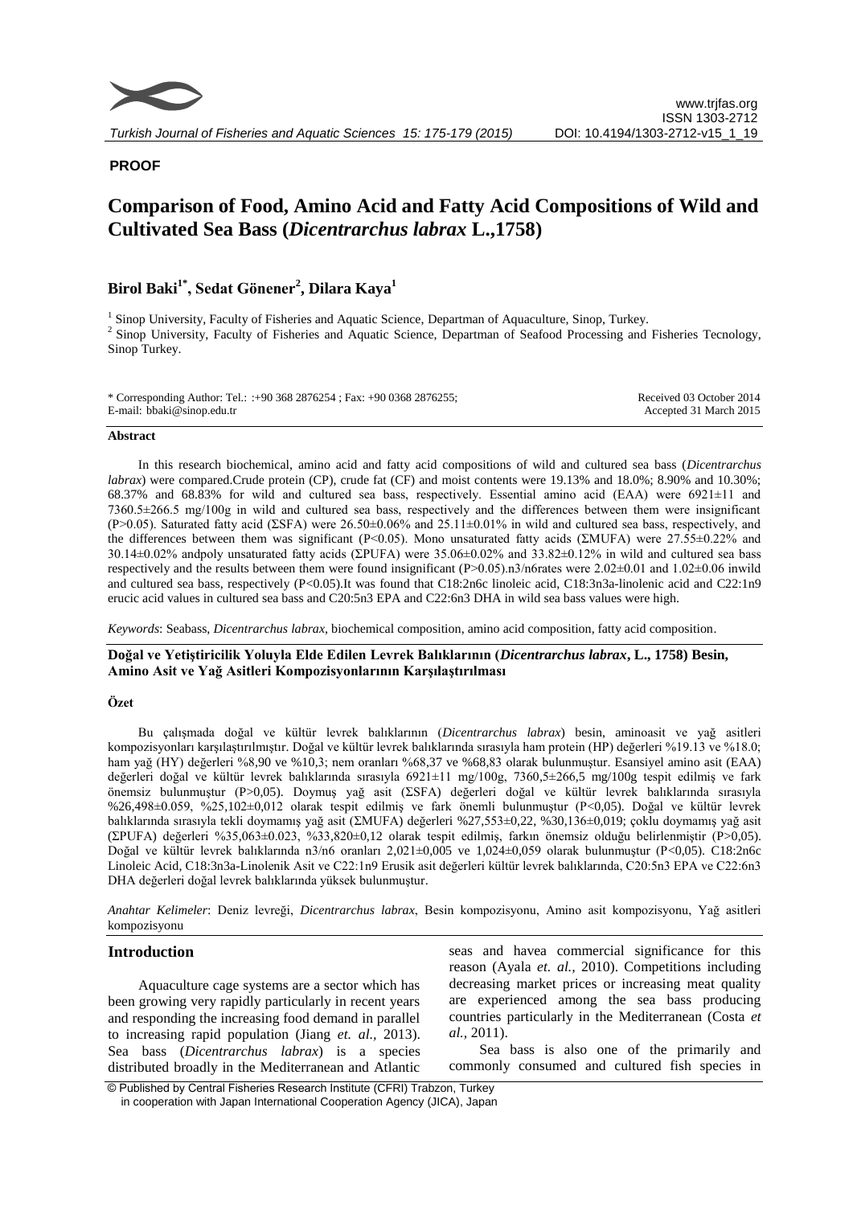**PROOF**

# Comparison of Food, Amino Acid and Fatty Acid Compositions of Wild and Cultivated Sea Bass (*Dicentrarchus labrax* L.,1758)

## Birol Baki[1*], Sedat Gönener[2], Dilara Kaya[1]

[1] Sinop University, Faculty of Fisheries and Aquatic Science, Departman of Aquaculture, Sinop, Turkey.
[2] Sinop University, Faculty of Fisheries and Aquatic Science, Departman of Seafood Processing and Fisheries Tecnology, Sinop Turkey.

\* Corresponding Author: Tel.: :+90 368 2876254 ; Fax: +90 0368 2876255;
E-mail: bbaki@sinop.edu.tr

Received 03 October 2014
Accepted 31 March 2015

### Abstract

In this research biochemical, amino acid and fatty acid compositions of wild and cultured sea bass (*Dicentrarchus labrax*) were compared.Crude protein (CP), crude fat (CF) and moist contents were 19.13% and 18.0%; 8.90% and 10.30%; 68.37% and 68.83% for wild and cultured sea bass, respectively. Essential amino acid (EAA) were 6921±11 and 7360.5±266.5 mg/100g in wild and cultured sea bass, respectively and the differences between them were insignificant (P>0.05). Saturated fatty acid (ΣSFA) were 26.50±0.06% and 25.11±0.01% in wild and cultured sea bass, respectively, and the differences between them was significant (P<0.05). Mono unsaturated fatty acids (ΣMUFA) were 27.55±0.22% and 30.14±0.02% andpoly unsaturated fatty acids (ΣPUFA) were 35.06±0.02% and 33.82±0.12% in wild and cultured sea bass respectively and the results between them were found insignificant (P>0.05).n3/n6rates were 2.02±0.01 and 1.02±0.06 inwild and cultured sea bass, respectively (P<0.05).It was found that C18:2n6c linoleic acid, C18:3n3a-linolenic acid and C22:1n9 erucic acid values in cultured sea bass and C20:5n3 EPA and C22:6n3 DHA in wild sea bass values were high.

*Keywords*: Seabass, *Dicentrarchus labrax*, biochemical composition, amino acid composition, fatty acid composition.

### Doğal ve Yetiştiricilik Yoluyla Elde Edilen Levrek Balıklarının (*Dicentrarchus labrax*, L., 1758) Besin, Amino Asit ve Yağ Asitleri Kompozisyonlarının Karşılaştırılması

#### Özet

Bu çalışmada doğal ve kültür levrek balıklarının (*Dicentrarchus labrax*) besin, aminoasit ve yağ asitleri kompozisyonları karşılaştırılmıştır. Doğal ve kültür levrek balıklarında sırasıyla ham protein (HP) değerleri %19.13 ve %18.0; ham yağ (HY) değerleri %8,90 ve %10,3; nem oranları %68,37 ve %68,83 olarak bulunmuştur. Esansiyel amino asit (EAA) değerleri doğal ve kültür levrek balıklarında sırasıyla 6921±11 mg/100g, 7360,5±266,5 mg/100g tespit edilmiş ve fark önemsiz bulunmuştur (P>0,05). Doymuş yağ asit (ΣSFA) değerleri doğal ve kültür levrek balıklarında sırasıyla %26,498±0.059, %25,102±0,012 olarak tespit edilmiş ve fark önemli bulunmuştur (P<0,05). Doğal ve kültür levrek balıklarında sırasıyla tekli doymamış yağ asit (ΣMUFA) değerleri %27,553±0,22, %30,136±0,019; çoklu doymamış yağ asit (ΣPUFA) değerleri %35,063±0.023, %33,820±0,12 olarak tespit edilmiş, farkın önemsiz olduğu belirlenmiştir (P>0,05). Doğal ve kültür levrek balıklarında n3/n6 oranları 2,021±0,005 ve 1,024±0,059 olarak bulunmuştur (P<0,05). C18:2n6c Linoleic Acid, C18:3n3a-Linolenik Asit ve C22:1n9 Erusik asit değerleri kültür levrek balıklarında, C20:5n3 EPA ve C22:6n3 DHA değerleri doğal levrek balıklarında yüksek bulunmuştur.

*Anahtar Kelimeler*: Deniz levreği, *Dicentrarchus labrax*, Besin kompozisyonu, Amino asit kompozisyonu, Yağ asitleri kompozisyonu

## Introduction

Aquaculture cage systems are a sector which has been growing very rapidly particularly in recent years and responding the increasing food demand in parallel to increasing rapid population (Jiang *et. al.*, 2013). Sea bass (*Dicentrarchus labrax*) is a species distributed broadly in the Mediterranean and Atlantic seas and havea commercial significance for this reason (Ayala *et. al.*, 2010). Competitions including decreasing market prices or increasing meat quality are experienced among the sea bass producing countries particularly in the Mediterranean (Costa *et al.*, 2011).

Sea bass is also one of the primarily and commonly consumed and cultured fish species in

© Published by Central Fisheries Research Institute (CFRI) Trabzon, Turkey
in cooperation with Japan International Cooperation Agency (JICA), Japan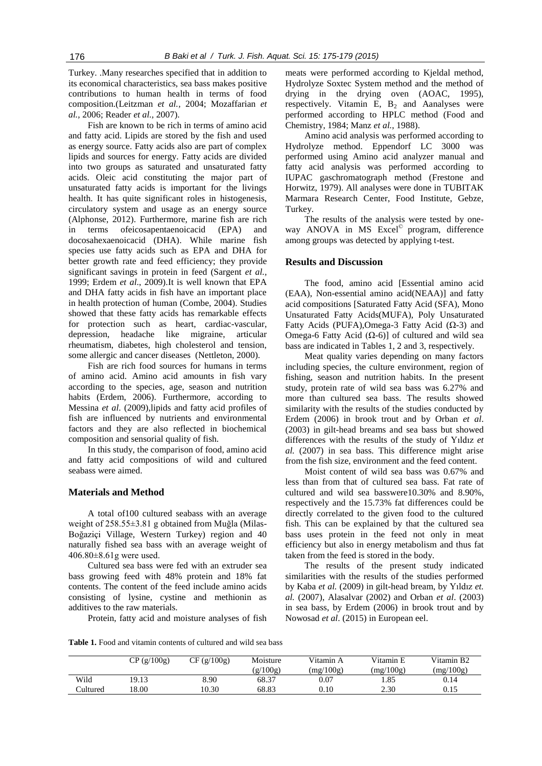Turkey. .Many researches specified that in addition to its economical characteristics, sea bass makes positive contributions to human health in terms of food composition.(Leitzman *et al.*, 2004; Mozaffarian *et al.*, 2006; Reader *et al.*, 2007).

Fish are known to be rich in terms of amino acid and fatty acid. Lipids are stored by the fish and used as energy source. Fatty acids also are part of complex lipids and sources for energy. Fatty acids are divided into two groups as saturated and unsaturated fatty acids. Oleic acid constituting the major part of unsaturated fatty acids is important for the livings health. It has quite significant roles in histogenesis, circulatory system and usage as an energy source (Alphonse, 2012). Furthermore, marine fish are rich in terms ofeicosapentaenoicacid (EPA) and docosahexaenoicacid (DHA). While marine fish species use fatty acids such as EPA and DHA for better growth rate and feed efficiency; they provide significant savings in protein in feed (Sargent *et al.*, 1999; Erdem *et al.*, 2009).It is well known that EPA and DHA fatty acids in fish have an important place in health protection of human (Combe, 2004). Studies showed that these fatty acids has remarkable effects for protection such as heart, cardiac-vascular, depression, headache like migraine, articular rheumatism, diabetes, high cholesterol and tension, some allergic and cancer diseases (Nettleton, 2000).

Fish are rich food sources for humans in terms of amino acid. Amino acid amounts in fish vary according to the species, age, season and nutrition habits (Erdem, 2006). Furthermore, according to Messina *et al*. (2009),lipids and fatty acid profiles of fish are influenced by nutrients and environmental factors and they are also reflected in biochemical composition and sensorial quality of fish.

In this study, the comparison of food, amino acid and fatty acid compositions of wild and cultured seabass were aimed.

## Materials and Method

A total of100 cultured seabass with an average weight of 258.55±3.81 g obtained from Muğla (Milas-Boğaziçi Village, Western Turkey) region and 40 naturally fished sea bass with an average weight of 406.80±8.61g were used.

Cultured sea bass were fed with an extruder sea bass growing feed with 48% protein and 18% fat contents. The content of the feed include amino acids consisting of lysine, cystine and methionin as additives to the raw materials.

Protein, fatty acid and moisture analyses of fish meats were performed according to Kjeldal method, Hydrolyze Soxtec System method and the method of drying in the drying oven (AOAC, 1995), respectively. Vitamin E, $B_2$ and Aanalyses were performed according to HPLC method (Food and Chemistry, 1984; Manz *et al.*, 1988).

Amino acid analysis was performed according to Hydrolyze method. Eppendorf LC 3000 was performed using Amino acid analyzer manual and fatty acid analysis was performed according to IUPAC gaschromatograph method (Frestone and Horwitz, 1979). All analyses were done in TUBITAK Marmara Research Center, Food Institute, Gebze, Turkey.

The results of the analysis were tested by one-way ANOVA in MS Excel© program, difference among groups was detected by applying t-test.

## Results and Discussion

The food, amino acid [Essential amino acid (EAA), Non-essential amino acid(NEAA)] and fatty acid compositions [Saturated Fatty Acid (SFA), Mono Unsaturated Fatty Acids(MUFA), Poly Unsaturated Fatty Acids (PUFA),Omega-3 Fatty Acid (Ω-3) and Omega-6 Fatty Acid (Ω-6)] of cultured and wild sea bass are indicated in Tables 1, 2 and 3, respectively.

Meat quality varies depending on many factors including species, the culture environment, region of fishing, season and nutrition habits. In the present study, protein rate of wild sea bass was 6.27% and more than cultured sea bass. The results showed similarity with the results of the studies conducted by Erdem (2006) in brook trout and by Orban *et al*. (2003) in gilt-head breams and sea bass but showed differences with the results of the study of Yıldız *et al.* (2007) in sea bass. This difference might arise from the fish size, environment and the feed content.

Moist content of wild sea bass was 0.67% and less than from that of cultured sea bass. Fat rate of cultured and wild sea basswere10.30% and 8.90%, respectively and the 15.73% fat differences could be directly correlated to the given food to the cultured fish. This can be explained by that the cultured sea bass uses protein in the feed not only in meat efficiency but also in energy metabolism and thus fat taken from the feed is stored in the body.

The results of the present study indicated similarities with the results of the studies performed by Kaba *et al.* (2009) in gilt-head bream, by Yıldız *et. al.* (2007), Alasalvar (2002) and Orban *et al*. (2003) in sea bass, by Erdem (2006) in brook trout and by Nowosad *et al*. (2015) in European eel.

**Table 1.** Food and vitamin contents of cultured and wild sea bass

| | CP (g/100g) | CF (g/100g) | Moisture (g/100g) | Vitamin A (mg/100g) | Vitamin E (mg/100g) | Vitamin B2 (mg/100g) |
|---|---|---|---|---|---|---|
| Wild | 19.13 | 8.90 | 68.37 | 0.07 | 1.85 | 0.14 |
| Cultured | 18.00 | 10.30 | 68.83 | 0.10 | 2.30 | 0.15 |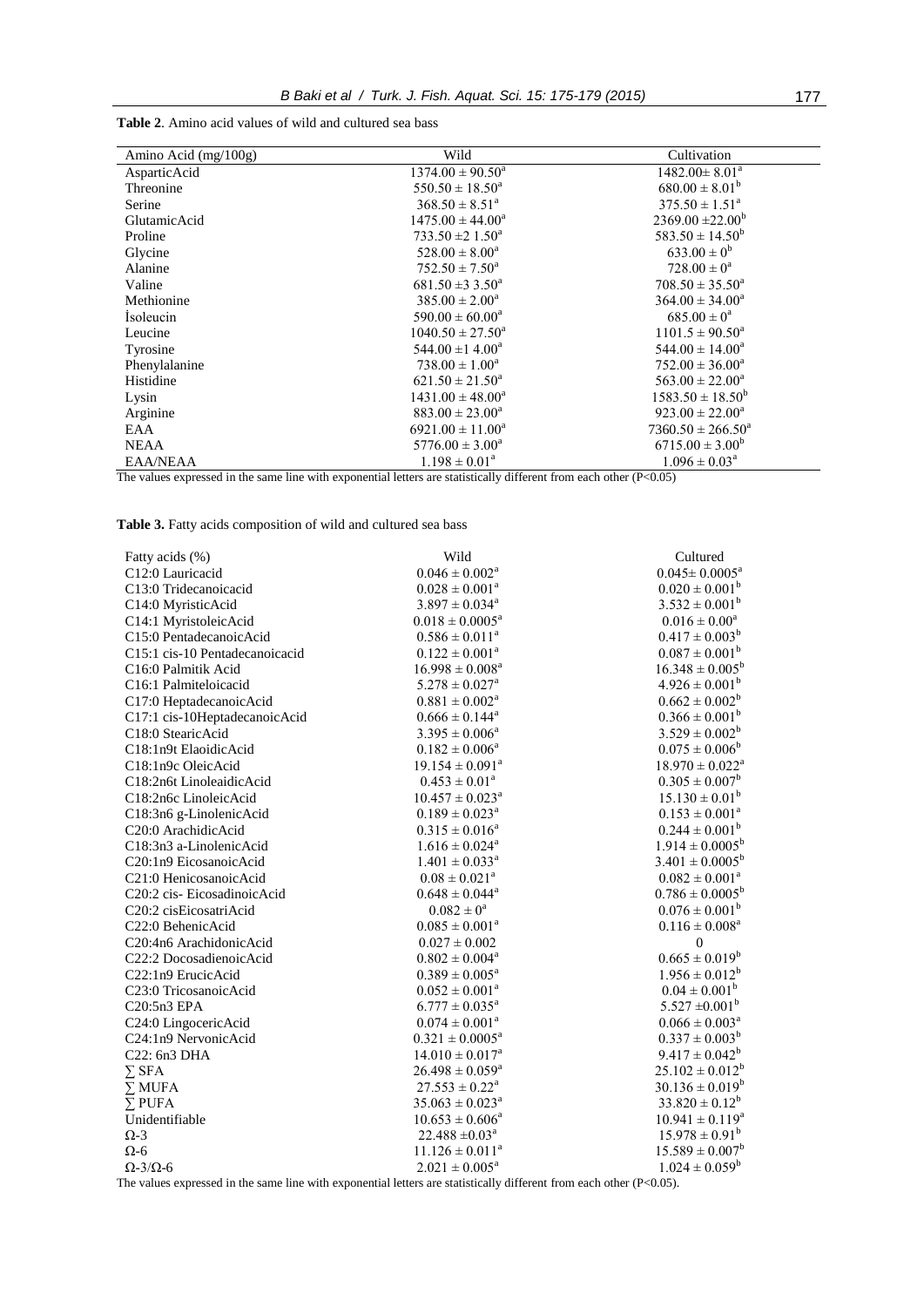**Table 2**. Amino acid values of wild and cultured sea bass

| Amino Acid (mg/100g) | Wild | Cultivation |
|---|---|---|
| AsparticAcid | $1374.00 \pm 90.50^{a}$ | $1482.00 \pm 8.01^{a}$ |
| Threonine | $550.50 \pm 18.50^{a}$ | $680.00 \pm 8.01^{b}$ |
| Serine | $368.50 \pm 8.51^{a}$ | $375.50 \pm 1.51^{a}$ |
| GlutamicAcid | $1475.00 \pm 44.00^{a}$ | $2369.00 \pm 22.00^{b}$ |
| Proline | $733.50 \pm 2\ 1.50^{a}$ | $583.50 \pm 14.50^{b}$ |
| Glycine | $528.00 \pm 8.00^{a}$ | $633.00 \pm 0^{b}$ |
| Alanine | $752.50 \pm 7.50^{a}$ | $728.00 \pm 0^{a}$ |
| Valine | $681.50 \pm 3\ 3.50^{a}$ | $708.50 \pm 35.50^{a}$ |
| Methionine | $385.00 \pm 2.00^{a}$ | $364.00 \pm 34.00^{a}$ |
| İsoleucin | $590.00 \pm 60.00^{a}$ | $685.00 \pm 0^{a}$ |
| Leucine | $1040.50 \pm 27.50^{a}$ | $1101.5 \pm 90.50^{a}$ |
| Tyrosine | $544.00 \pm 1\ 4.00^{a}$ | $544.00 \pm 14.00^{a}$ |
| Phenylalanine | $738.00 \pm 1.00^{a}$ | $752.00 \pm 36.00^{a}$ |
| Histidine | $621.50 \pm 21.50^{a}$ | $563.00 \pm 22.00^{a}$ |
| Lysin | $1431.00 \pm 48.00^{a}$ | $1583.50 \pm 18.50^{b}$ |
| Arginine | $883.00 \pm 23.00^{a}$ | $923.00 \pm 22.00^{a}$ |
| EAA | $6921.00 \pm 11.00^{a}$ | $7360.50 \pm 266.50^{a}$ |
| NEAA | $5776.00 \pm 3.00^{a}$ | $6715.00 \pm 3.00^{b}$ |
| EAA/NEAA | $1.198 \pm 0.01^{a}$ | $1.096 \pm 0.03^{a}$ |

The values expressed in the same line with exponential letters are statistically different from each other (P<0.05)

**Table 3.** Fatty acids composition of wild and cultured sea bass

| Fatty acids (%) | Wild | Cultured |
|---|---|---|
| C12:0 Lauricacid | $0.046 \pm 0.002^{a}$ | $0.045 \pm 0.0005^{a}$ |
| C13:0 Tridecanoicacid | $0.028 \pm 0.001^{a}$ | $0.020 \pm 0.001^{b}$ |
| C14:0 MyristicAcid | $3.897 \pm 0.034^{a}$ | $3.532 \pm 0.001^{b}$ |
| C14:1 MyristoleicAcid | $0.018 \pm 0.0005^{a}$ | $0.016 \pm 0.00^{a}$ |
| C15:0 PentadecanoicAcid | $0.586 \pm 0.011^{a}$ | $0.417 \pm 0.003^{b}$ |
| C15:1 cis-10 Pentadecanoicacid | $0.122 \pm 0.001^{a}$ | $0.087 \pm 0.001^{b}$ |
| C16:0 Palmitik Acid | $16.998 \pm 0.008^{a}$ | $16.348 \pm 0.005^{b}$ |
| C16:1 Palmiteloicacid | $5.278 \pm 0.027^{a}$ | $4.926 \pm 0.001^{b}$ |
| C17:0 HeptadecanoicAcid | $0.881 \pm 0.002^{a}$ | $0.662 \pm 0.002^{b}$ |
| C17:1 cis-10HeptadecanoicAcid | $0.666 \pm 0.144^{a}$ | $0.366 \pm 0.001^{b}$ |
| C18:0 StearicAcid | $3.395 \pm 0.006^{a}$ | $3.529 \pm 0.002^{b}$ |
| C18:1n9t ElaoidicAcid | $0.182 \pm 0.006^{a}$ | $0.075 \pm 0.006^{b}$ |
| C18:1n9c OleicAcid | $19.154 \pm 0.091^{a}$ | $18.970 \pm 0.022^{a}$ |
| C18:2n6t LinoleaidicAcid | $0.453 \pm 0.01^{a}$ | $0.305 \pm 0.007^{b}$ |
| C18:2n6c LinoleicAcid | $10.457 \pm 0.023^{a}$ | $15.130 \pm 0.01^{b}$ |
| C18:3n6 g-LinolenicAcid | $0.189 \pm 0.023^{a}$ | $0.153 \pm 0.001^{a}$ |
| C20:0 ArachidicAcid | $0.315 \pm 0.016^{a}$ | $0.244 \pm 0.001^{b}$ |
| C18:3n3 a-LinolenicAcid | $1.616 \pm 0.024^{a}$ | $1.914 \pm 0.0005^{b}$ |
| C20:1n9 EicosanoicAcid | $1.401 \pm 0.033^{a}$ | $3.401 \pm 0.0005^{b}$ |
| C21:0 HenicosanoicAcid | $0.08 \pm 0.021^{a}$ | $0.082 \pm 0.001^{a}$ |
| C20:2 cis- EicosadinoicAcid | $0.648 \pm 0.044^{a}$ | $0.786 \pm 0.0005^{b}$ |
| C20:2 cisEicosatriAcid | $0.082 \pm 0^{a}$ | $0.076 \pm 0.001^{b}$ |
| C22:0 BehenicAcid | $0.085 \pm 0.001^{a}$ | $0.116 \pm 0.008^{a}$ |
| C20:4n6 ArachidonicAcid | $0.027 \pm 0.002$ | 0 |
| C22:2 DocosadienoicAcid | $0.802 \pm 0.004^{a}$ | $0.665 \pm 0.019^{b}$ |
| C22:1n9 ErucicAcid | $0.389 \pm 0.005^{a}$ | $1.956 \pm 0.012^{b}$ |
| C23:0 TricosanoicAcid | $0.052 \pm 0.001^{a}$ | $0.04 \pm 0.001^{b}$ |
| C20:5n3 EPA | $6.777 \pm 0.035^{a}$ | $5.527 \pm 0.001^{b}$ |
| C24:0 LingocericAcid | $0.074 \pm 0.001^{a}$ | $0.066 \pm 0.003^{a}$ |
| C24:1n9 NervonicAcid | $0.321 \pm 0.0005^{a}$ | $0.337 \pm 0.003^{b}$ |
| C22: 6n3 DHA | $14.010 \pm 0.017^{a}$ | $9.417 \pm 0.042^{b}$ |
| ∑ SFA | $26.498 \pm 0.059^{a}$ | $25.102 \pm 0.012^{b}$ |
| ∑ MUFA | $27.553 \pm 0.22^{a}$ | $30.136 \pm 0.019^{b}$ |
| ∑ PUFA | $35.063 \pm 0.023^{a}$ | $33.820 \pm 0.12^{b}$ |
| Unidentifiable | $10.653 \pm 0.606^{a}$ | $10.941 \pm 0.119^{a}$ |
| Ω-3 | $22.488 \pm 0.03^{a}$ | $15.978 \pm 0.91^{b}$ |
| Ω-6 | $11.126 \pm 0.011^{a}$ | $15.589 \pm 0.007^{b}$ |
| Ω-3/Ω-6 | $2.021 \pm 0.005^{a}$ | $1.024 \pm 0.059^{b}$ |

The values expressed in the same line with exponential letters are statistically different from each other (P<0.05).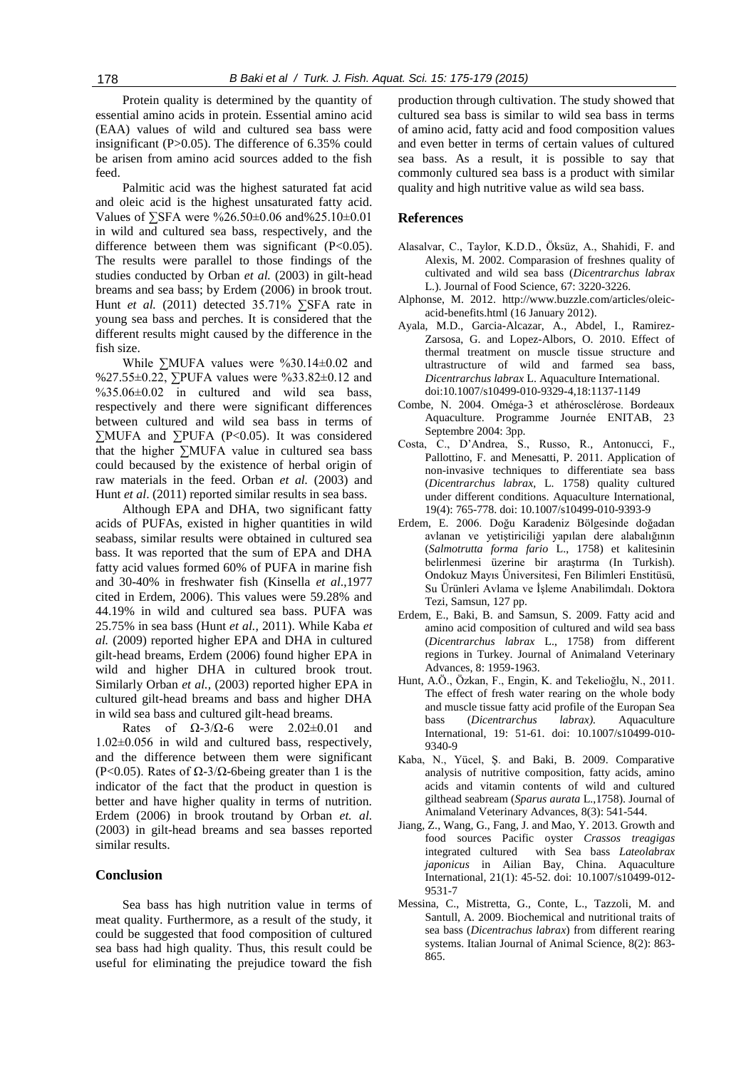Protein quality is determined by the quantity of essential amino acids in protein. Essential amino acid (EAA) values of wild and cultured sea bass were insignificant ($P>0.05$). The difference of 6.35% could be arisen from amino acid sources added to the fish feed.

Palmitic acid was the highest saturated fat acid and oleic acid is the highest unsaturated fatty acid. Values of ∑SFA were %26.50±0.06 and%25.10±0.01 in wild and cultured sea bass, respectively, and the difference between them was significant ($P<0.05$). The results were parallel to those findings of the studies conducted by Orban *et al.* (2003) in gilt-head breams and sea bass; by Erdem (2006) in brook trout. Hunt *et al.* (2011) detected 35.71% ∑SFA rate in young sea bass and perches. It is considered that the different results might caused by the difference in the fish size.

While ∑MUFA values were %30.14±0.02 and %27.55±0.22, ∑PUFA values were %33.82±0.12 and %35.06±0.02 in cultured and wild sea bass, respectively and there were significant differences between cultured and wild sea bass in terms of ∑MUFA and ∑PUFA ($P<0.05$). It was considered that the higher ∑MUFA value in cultured sea bass could becaused by the existence of herbal origin of raw materials in the feed. Orban *et al.* (2003) and Hunt *et al*. (2011) reported similar results in sea bass.

Although EPA and DHA, two significant fatty acids of PUFAs, existed in higher quantities in wild seabass, similar results were obtained in cultured sea bass. It was reported that the sum of EPA and DHA fatty acid values formed 60% of PUFA in marine fish and 30-40% in freshwater fish (Kinsella *et al.*,1977 cited in Erdem, 2006). This values were 59.28% and 44.19% in wild and cultured sea bass. PUFA was 25.75% in sea bass (Hunt *et al.*, 2011). While Kaba *et al.* (2009) reported higher EPA and DHA in cultured gilt-head breams, Erdem (2006) found higher EPA in wild and higher DHA in cultured brook trout. Similarly Orban *et al.*, (2003) reported higher EPA in cultured gilt-head breams and bass and higher DHA in wild sea bass and cultured gilt-head breams.

Rates of Ω-3/Ω-6 were 2.02±0.01 and 1.02±0.056 in wild and cultured bass, respectively, and the difference between them were significant ($P<0.05$). Rates of Ω-3/Ω-6being greater than 1 is the indicator of the fact that the product in question is better and have higher quality in terms of nutrition. Erdem (2006) in brook troutand by Orban *et. al.* (2003) in gilt-head breams and sea basses reported similar results.

## Conclusion

Sea bass has high nutrition value in terms of meat quality. Furthermore, as a result of the study, it could be suggested that food composition of cultured sea bass had high quality. Thus, this result could be useful for eliminating the prejudice toward the fish production through cultivation. The study showed that cultured sea bass is similar to wild sea bass in terms of amino acid, fatty acid and food composition values and even better in terms of certain values of cultured sea bass. As a result, it is possible to say that commonly cultured sea bass is a product with similar quality and high nutritive value as wild sea bass.

## References

Alasalvar, C., Taylor, K.D.D., Öksüz, A., Shahidi, F. and Alexis, M. 2002. Comparasion of freshnes quality of cultivated and wild sea bass (*Dicentrarchus labrax* L.). Journal of Food Science, 67: 3220-3226.

Alphonse, M. 2012. http://www.buzzle.com/articles/oleic-acid-benefits.html (16 January 2012).

Ayala, M.D., Garcia-Alcazar, A., Abdel, I., Ramirez-Zarsosa, G. and Lopez-Albors, O. 2010. Effect of thermal treatment on muscle tissue structure and ultrastructure of wild and farmed sea bass, *Dicentrarchus labrax* L. Aquaculture International. doi:10.1007/s10499-010-9329-4,18:1137-1149

Combe, N. 2004. Oméga-3 et athérosclérose. Bordeaux Aquaculture. Programme Journée ENITAB, 23 Septembre 2004: 3pp.

Costa, C., D'Andrea, S., Russo, R., Antonucci, F., Pallottino, F. and Menesatti, P. 2011. Application of non-invasive techniques to differentiate sea bass (*Dicentrarchus labrax*, L. 1758) quality cultured under different conditions. Aquaculture International, 19(4): 765-778. doi: 10.1007/s10499-010-9393-9

Erdem, E. 2006. Doğu Karadeniz Bölgesinde doğadan avlanan ve yetiştiriciliği yapılan dere alabalığının (*Salmotrutta forma fario* L., 1758) et kalitesinin belirlenmesi üzerine bir araştırma (In Turkish). Ondokuz Mayıs Üniversitesi, Fen Bilimleri Enstitüsü, Su Ürünleri Avlama ve İşleme Anabilimdalı. Doktora Tezi, Samsun, 127 pp.

Erdem, E., Baki, B. and Samsun, S. 2009. Fatty acid and amino acid composition of cultured and wild sea bass (*Dicentrarchus labrax* L., 1758) from different regions in Turkey. Journal of Animaland Veterinary Advances, 8: 1959-1963.

Hunt, A.Ö., Özkan, F., Engin, K. and Tekelioğlu, N., 2011. The effect of fresh water rearing on the whole body and muscle tissue fatty acid profile of the Europan Sea bass (*Dicentrarchus labrax).* Aquaculture International, 19: 51-61. doi: 10.1007/s10499-010-9340-9

Kaba, N., Yücel, Ş. and Baki, B. 2009. Comparative analysis of nutritive composition, fatty acids, amino acids and vitamin contents of wild and cultured gilthead seabream (*Sparus aurata* L.,1758). Journal of Animaland Veterinary Advances, 8(3): 541-544.

Jiang, Z., Wang, G., Fang, J. and Mao, Y. 2013. Growth and food sources Pacific oyster *Crassos treagigas* integrated cultured with Sea bass *Lateolabrax japonicus* in Ailian Bay, China. Aquaculture International, 21(1): 45-52. doi: 10.1007/s10499-012-9531-7

Messina, C., Mistretta, G., Conte, L., Tazzoli, M. and Santull, A. 2009. Biochemical and nutritional traits of sea bass (*Dicentrachus labrax*) from different rearing systems. Italian Journal of Animal Science, 8(2): 863-865.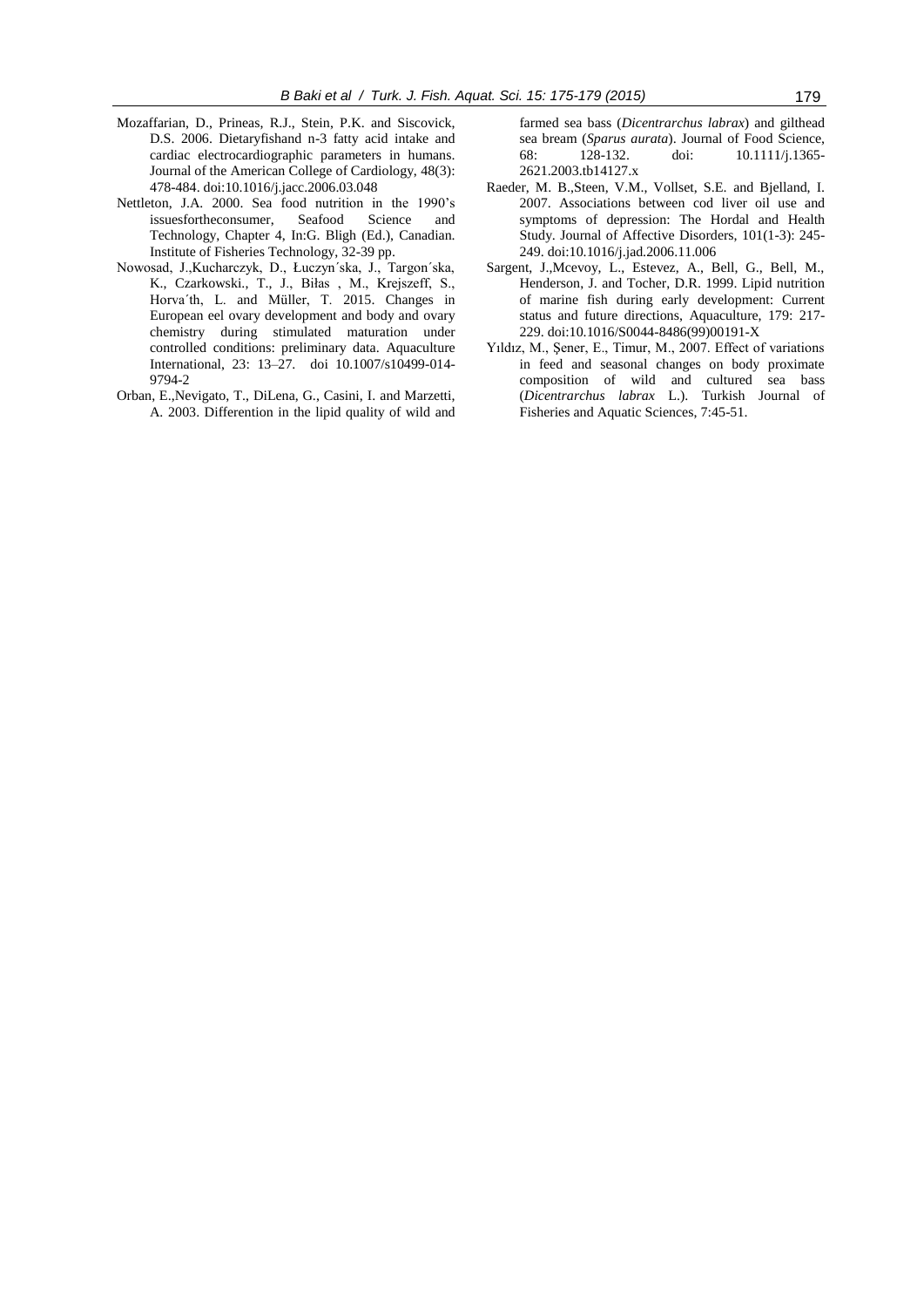Mozaffarian, D., Prineas, R.J., Stein, P.K. and Siscovick, D.S. 2006. Dietaryfishand n-3 fatty acid intake and cardiac electrocardiographic parameters in humans. Journal of the American College of Cardiology, 48(3): 478-484. doi:10.1016/j.jacc.2006.03.048

Nettleton, J.A. 2000. Sea food nutrition in the 1990's issuesfortheconsumer, Seafood Science and Technology, Chapter 4, In:G. Bligh (Ed.), Canadian. Institute of Fisheries Technology, 32-39 pp.

Nowosad, J.,Kucharczyk, D., Łuczyn´ska, J., Targon´ska, K., Czarkowski., T., J., Biłas , M., Krejszeff, S., Horva´th, L. and Müller, T. 2015. Changes in European eel ovary development and body and ovary chemistry during stimulated maturation under controlled conditions: preliminary data. Aquaculture International, 23: 13–27. doi 10.1007/s10499-014-9794-2

Orban, E.,Nevigato, T., DiLena, G., Casini, I. and Marzetti, A. 2003. Differention in the lipid quality of wild and farmed sea bass (*Dicentrarchus labrax*) and gilthead sea bream (*Sparus aurata*). Journal of Food Science, 68: 128-132. doi: 10.1111/j.1365-2621.2003.tb14127.x

Raeder, M. B.,Steen, V.M., Vollset, S.E. and Bjelland, I. 2007. Associations between cod liver oil use and symptoms of depression: The Hordal and Health Study. Journal of Affective Disorders, 101(1-3): 245-249. doi:10.1016/j.jad.2006.11.006

Sargent, J.,Mcevoy, L., Estevez, A., Bell, G., Bell, M., Henderson, J. and Tocher, D.R. 1999. Lipid nutrition of marine fish during early development: Current status and future directions, Aquaculture, 179: 217-229. doi:10.1016/S0044-8486(99)00191-X

Yıldız, M., Şener, E., Timur, M., 2007. Effect of variations in feed and seasonal changes on body proximate composition of wild and cultured sea bass (*Dicentrarchus labrax* L.). Turkish Journal of Fisheries and Aquatic Sciences, 7:45-51.